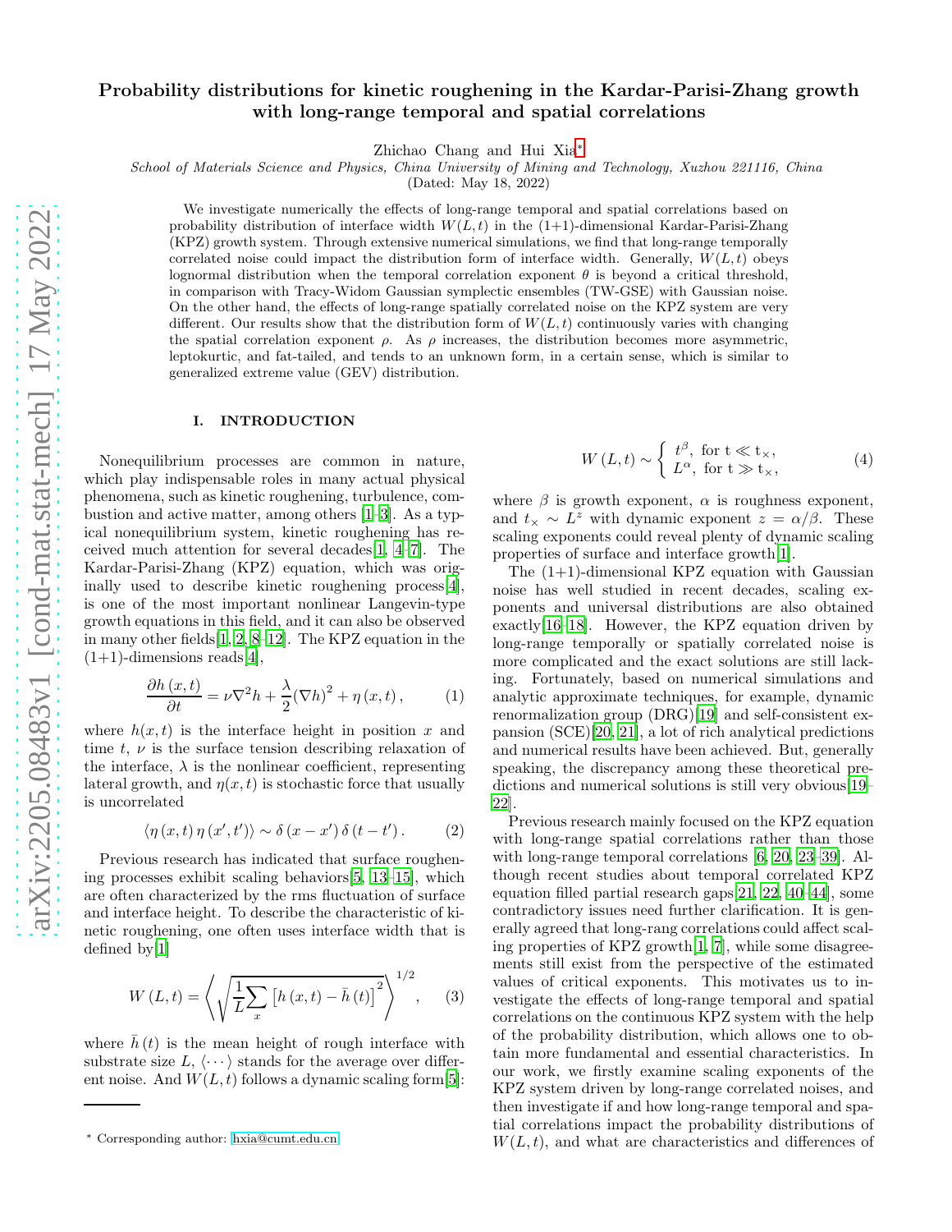# Probability distributions for kinetic roughening in the Kardar-Parisi-Zhang growth with long-range temporal and spatial correlations

Zhichao Chang and Hui Xia*

*School of Materials Science and Physics, China University of Mining and Technology, Xuzhou 221116, China*

(Dated: May 18, 2022)

We investigate numerically the effects of long-range temporal and spatial correlations based on probability distribution of interface width $W(L,t)$ in the (1+1)-dimensional Kardar-Parisi-Zhang (KPZ) growth system. Through extensive numerical simulations, we find that long-range temporally correlated noise could impact the distribution form of interface width. Generally, $W(L,t)$ obeys lognormal distribution when the temporal correlation exponent $\theta$ is beyond a critical threshold, in comparison with Tracy-Widom Gaussian symplectic ensembles (TW-GSE) with Gaussian noise. On the other hand, the effects of long-range spatially correlated noise on the KPZ system are very different. Our results show that the distribution form of $W(L,t)$ continuously varies with changing the spatial correlation exponent $\rho$. As $\rho$ increases, the distribution becomes more asymmetric, leptokurtic, and fat-tailed, and tends to an unknown form, in a certain sense, which is similar to generalized extreme value (GEV) distribution.

## I. INTRODUCTION

Nonequilibrium processes are common in nature, which play indispensable roles in many actual physical phenomena, such as kinetic roughening, turbulence, combustion and active matter, among others [1–3]. As a typical nonequilibrium system, kinetic roughening has received much attention for several decades[1, 4–7]. The Kardar-Parisi-Zhang (KPZ) equation, which was originally used to describe kinetic roughening process[4], is one of the most important nonlinear Langevin-type growth equations in this field, and it can also be observed in many other fields[1, 2, 8–12]. The KPZ equation in the (1+1)-dimensions reads[4],

$$\frac{\partial h(x,t)}{\partial t} = \nu\nabla^2 h + \frac{\lambda}{2}(\nabla h)^2 + \eta(x,t), \tag{1}$$

where $h(x,t)$ is the interface height in position $x$ and time $t$, $\nu$ is the surface tension describing relaxation of the interface, $\lambda$ is the nonlinear coefficient, representing lateral growth, and $\eta(x,t)$ is stochastic force that usually is uncorrelated

$$\langle \eta(x,t)\eta(x',t')\rangle \sim \delta(x-x')\,\delta(t-t'). \tag{2}$$

Previous research has indicated that surface roughening processes exhibit scaling behaviors[5, 13–15], which are often characterized by the rms fluctuation of surface and interface height. To describe the characteristic of kinetic roughening, one often uses interface width that is defined by[1]

$$W(L,t) = \left\langle \sqrt{\frac{1}{L}\sum_x \left[h(x,t) - \bar{h}(t)\right]^2} \right\rangle^{1/2}, \tag{3}$$

where $\bar{h}(t)$ is the mean height of rough interface with substrate size $L$, $\langle\cdots\rangle$ stands for the average over different noise. And $W(L,t)$ follows a dynamic scaling form[5]:

$$W(L,t) \sim \begin{cases} t^{\beta}, & \text{for } t \ll t_{\times}, \\ L^{\alpha}, & \text{for } t \gg t_{\times}, \end{cases} \tag{4}$$

where $\beta$ is growth exponent, $\alpha$ is roughness exponent, and $t_{\times} \sim L^{z}$ with dynamic exponent $z = \alpha/\beta$. These scaling exponents could reveal plenty of dynamic scaling properties of surface and interface growth[1].

The (1+1)-dimensional KPZ equation with Gaussian noise has well studied in recent decades, scaling exponents and universal distributions are also obtained exactly[16–18]. However, the KPZ equation driven by long-range temporally or spatially correlated noise is more complicated and the exact solutions are still lacking. Fortunately, based on numerical simulations and analytic approximate techniques, for example, dynamic renormalization group (DRG)[19] and self-consistent expansion (SCE)[20, 21], a lot of rich analytical predictions and numerical results have been achieved. But, generally speaking, the discrepancy among these theoretical predictions and numerical solutions is still very obvious[19–22].

Previous research mainly focused on the KPZ equation with long-range spatial correlations rather than those with long-range temporal correlations [6, 20, 23–39]. Although recent studies about temporal correlated KPZ equation filled partial research gaps[21, 22, 40–44], some contradictory issues need further clarification. It is generally agreed that long-rang correlations could affect scaling properties of KPZ growth[1, 7], while some disagreements still exist from the perspective of the estimated values of critical exponents. This motivates us to investigate the effects of long-range temporal and spatial correlations on the continuous KPZ system with the help of the probability distribution, which allows one to obtain more fundamental and essential characteristics. In our work, we firstly examine scaling exponents of the KPZ system driven by long-range correlated noises, and then investigate if and how long-range temporal and spatial correlations impact the probability distributions of $W(L,t)$, and what are characteristics and differences of

* Corresponding author: hxia@cumt.edu.cn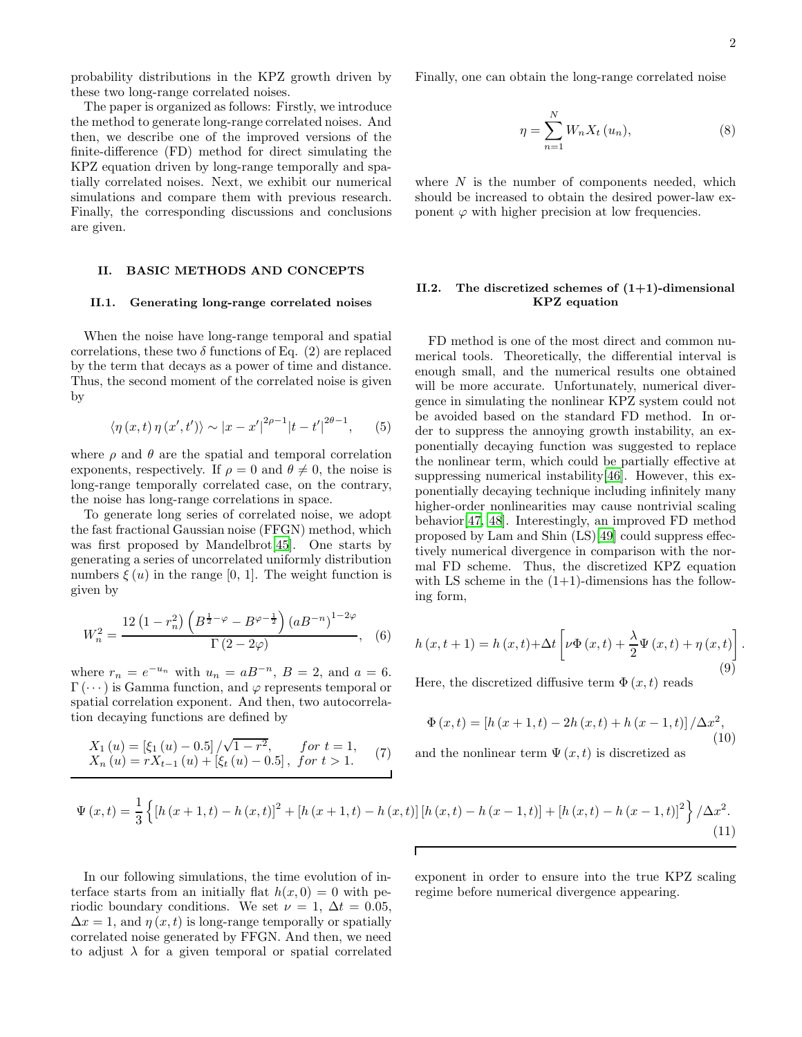probability distributions in the KPZ growth driven by these two long-range correlated noises.

The paper is organized as follows: Firstly, we introduce the method to generate long-range correlated noises. And then, we describe one of the improved versions of the finite-difference (FD) method for direct simulating the KPZ equation driven by long-range temporally and spatially correlated noises. Next, we exhibit our numerical simulations and compare them with previous research. Finally, the corresponding discussions and conclusions are given.

## II. BASIC METHODS AND CONCEPTS

### II.1. Generating long-range correlated noises

When the noise have long-range temporal and spatial correlations, these two $\delta$ functions of Eq. (2) are replaced by the term that decays as a power of time and distance. Thus, the second moment of the correlated noise is given by

$$\langle \eta(x,t)\,\eta(x',t')\rangle \sim |x-x'|^{2\rho-1}|t-t'|^{2\theta-1}, \qquad (5)$$

where $\rho$ and $\theta$ are the spatial and temporal correlation exponents, respectively. If $\rho=0$ and $\theta\neq 0$, the noise is long-range temporally correlated case, on the contrary, the noise has long-range correlations in space.

To generate long series of correlated noise, we adopt the fast fractional Gaussian noise (FFGN) method, which was first proposed by Mandelbrot[45]. One starts by generating a series of uncorrelated uniformly distribution numbers $\xi(u)$ in the range [0, 1]. The weight function is given by

$$W_n^2 = \frac{12\left(1-r_n^2\right)\left(B^{\frac{1}{2}-\varphi} - B^{\varphi-\frac{1}{2}}\right)\left(aB^{-n}\right)^{1-2\varphi}}{\Gamma\left(2-2\varphi\right)}, \qquad (6)$$

where $r_n = e^{-u_n}$ with $u_n = aB^{-n}$, $B=2$, and $a=6$. $\Gamma(\cdots)$ is Gamma function, and $\varphi$ represents temporal or spatial correlation exponent. And then, two autocorrelation decaying functions are defined by

$$\begin{array}{ll} X_1(u) = \left[\xi_1(u) - 0.5\right]/\sqrt{1-r^2}, & for\ t=1, \\ X_n(u) = rX_{t-1}(u) + \left[\xi_t(u) - 0.5\right], & for\ t>1. \end{array} \qquad (7)$$

Finally, one can obtain the long-range correlated noise

$$\eta = \sum_{n=1}^{N} W_n X_t\left(u_n\right), \qquad (8)$$

where $N$ is the number of components needed, which should be increased to obtain the desired power-law exponent $\varphi$ with higher precision at low frequencies.

### II.2. The discretized schemes of (1+1)-dimensional KPZ equation

FD method is one of the most direct and common numerical tools. Theoretically, the differential interval is enough small, and the numerical results one obtained will be more accurate. Unfortunately, numerical divergence in simulating the nonlinear KPZ system could not be avoided based on the standard FD method. In order to suppress the annoying growth instability, an exponentially decaying function was suggested to replace the nonlinear term, which could be partially effective at suppressing numerical instability[46]. However, this exponentially decaying technique including infinitely many higher-order nonlinearities may cause nontrivial scaling behavior[47, 48]. Interestingly, an improved FD method proposed by Lam and Shin (LS)[49] could suppress effectively numerical divergence in comparison with the normal FD scheme. Thus, the discretized KPZ equation with LS scheme in the (1+1)-dimensions has the following form,

$$h(x,t+1) = h(x,t) + \Delta t\left[\nu\Phi(x,t) + \frac{\lambda}{2}\Psi(x,t) + \eta(x,t)\right]. \qquad (9)$$

Here, the discretized diffusive term $\Phi(x,t)$ reads

$$\Phi(x,t) = \left[h(x+1,t) - 2h(x,t) + h(x-1,t)\right]/\Delta x^2, \qquad (10)$$

and the nonlinear term $\Psi(x,t)$ is discretized as

$$\Psi(x,t) = \frac{1}{3}\left\{\left[h(x+1,t)-h(x,t)\right]^2 + \left[h(x+1,t)-h(x,t)\right]\left[h(x,t)-h(x-1,t)\right] + \left[h(x,t)-h(x-1,t)\right]^2\right\}/\Delta x^2. \qquad (11)$$

In our following simulations, the time evolution of interface starts from an initially flat $h(x,0)=0$ with periodic boundary conditions. We set $\nu=1$, $\Delta t=0.05$, $\Delta x=1$, and $\eta(x,t)$ is long-range temporally or spatially correlated noise generated by FFGN. And then, we need to adjust $\lambda$ for a given temporal or spatial correlated exponent in order to ensure into the true KPZ scaling regime before numerical divergence appearing.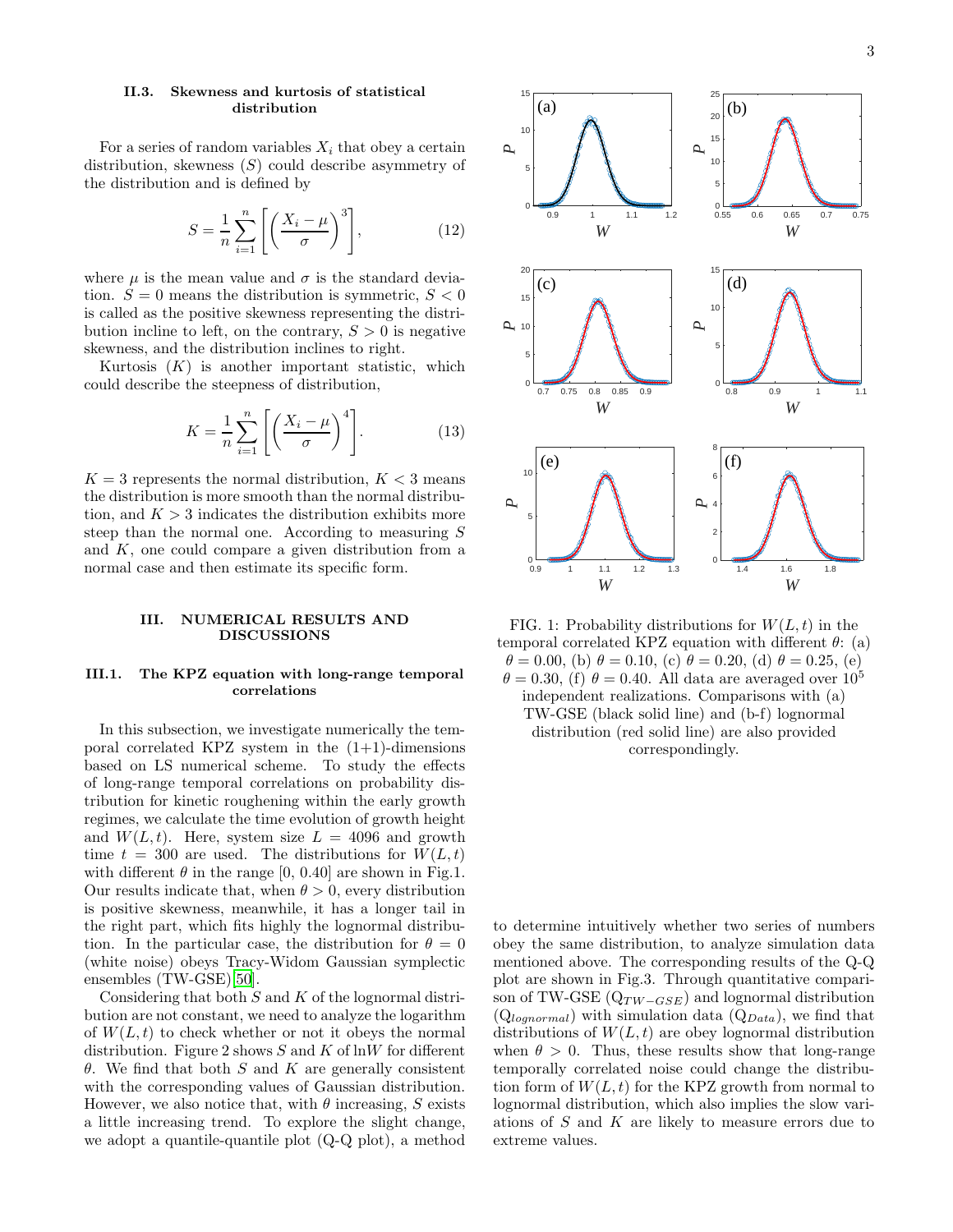### II.3. Skewness and kurtosis of statistical distribution

For a series of random variables $X_i$ that obey a certain distribution, skewness ($S$) could describe asymmetry of the distribution and is defined by

$$S = \frac{1}{n}\sum_{i=1}^{n}\left[\left(\frac{X_i - \mu}{\sigma}\right)^3\right], \tag{12}$$

where $\mu$ is the mean value and $\sigma$ is the standard deviation. $S = 0$ means the distribution is symmetric, $S < 0$ is called as the positive skewness representing the distribution incline to left, on the contrary, $S > 0$ is negative skewness, and the distribution inclines to right.

Kurtosis ($K$) is another important statistic, which could describe the steepness of distribution,

$$K = \frac{1}{n}\sum_{i=1}^{n}\left[\left(\frac{X_i - \mu}{\sigma}\right)^4\right]. \tag{13}$$

$K = 3$ represents the normal distribution, $K < 3$ means the distribution is more smooth than the normal distribution, and $K > 3$ indicates the distribution exhibits more steep than the normal one. According to measuring $S$ and $K$, one could compare a given distribution from a normal case and then estimate its specific form.

## III. NUMERICAL RESULTS AND DISCUSSIONS

### III.1. The KPZ equation with long-range temporal correlations

In this subsection, we investigate numerically the temporal correlated KPZ system in the (1+1)-dimensions based on LS numerical scheme. To study the effects of long-range temporal correlations on probability distribution for kinetic roughening within the early growth regimes, we calculate the time evolution of growth height and $W(L, t)$. Here, system size $L = 4096$ and growth time $t = 300$ are used. The distributions for $W(L, t)$ with different $\theta$ in the range [0, 0.40] are shown in Fig.1. Our results indicate that, when $\theta > 0$, every distribution is positive skewness, meanwhile, it has a longer tail in the right part, which fits highly the lognormal distribution. In the particular case, the distribution for $\theta = 0$ (white noise) obeys Tracy-Widom Gaussian symplectic ensembles (TW-GSE)[50].

Considering that both $S$ and $K$ of the lognormal distribution are not constant, we need to analyze the logarithm of $W(L, t)$ to check whether or not it obeys the normal distribution. Figure 2 shows $S$ and $K$ of $\ln W$ for different $\theta$. We find that both $S$ and $K$ are generally consistent with the corresponding values of Gaussian distribution. However, we also notice that, with $\theta$ increasing, $S$ exists a little increasing trend. To explore the slight change, we adopt a quantile-quantile plot (Q-Q plot), a method to determine intuitively whether two series of numbers obey the same distribution, to analyze simulation data mentioned above. The corresponding results of the Q-Q plot are shown in Fig.3. Through quantitative comparison of TW-GSE ($Q_{TW-GSE}$) and lognormal distribution ($Q_{lognormal}$) with simulation data ($Q_{Data}$), we find that distributions of $W(L, t)$ are obey lognormal distribution when $\theta > 0$. Thus, these results show that long-range temporally correlated noise could change the distribution form of $W(L, t)$ for the KPZ growth from normal to lognormal distribution, which also implies the slow variations of $S$ and $K$ are likely to measure errors due to extreme values.

FIG. 1: Probability distributions for $W(L, t)$ in the temporal correlated KPZ equation with different $\theta$: (a) $\theta = 0.00$, (b) $\theta = 0.10$, (c) $\theta = 0.20$, (d) $\theta = 0.25$, (e) $\theta = 0.30$, (f) $\theta = 0.40$. All data are averaged over $10^5$ independent realizations. Comparisons with (a) TW-GSE (black solid line) and (b-f) lognormal distribution (red solid line) are also provided correspondingly.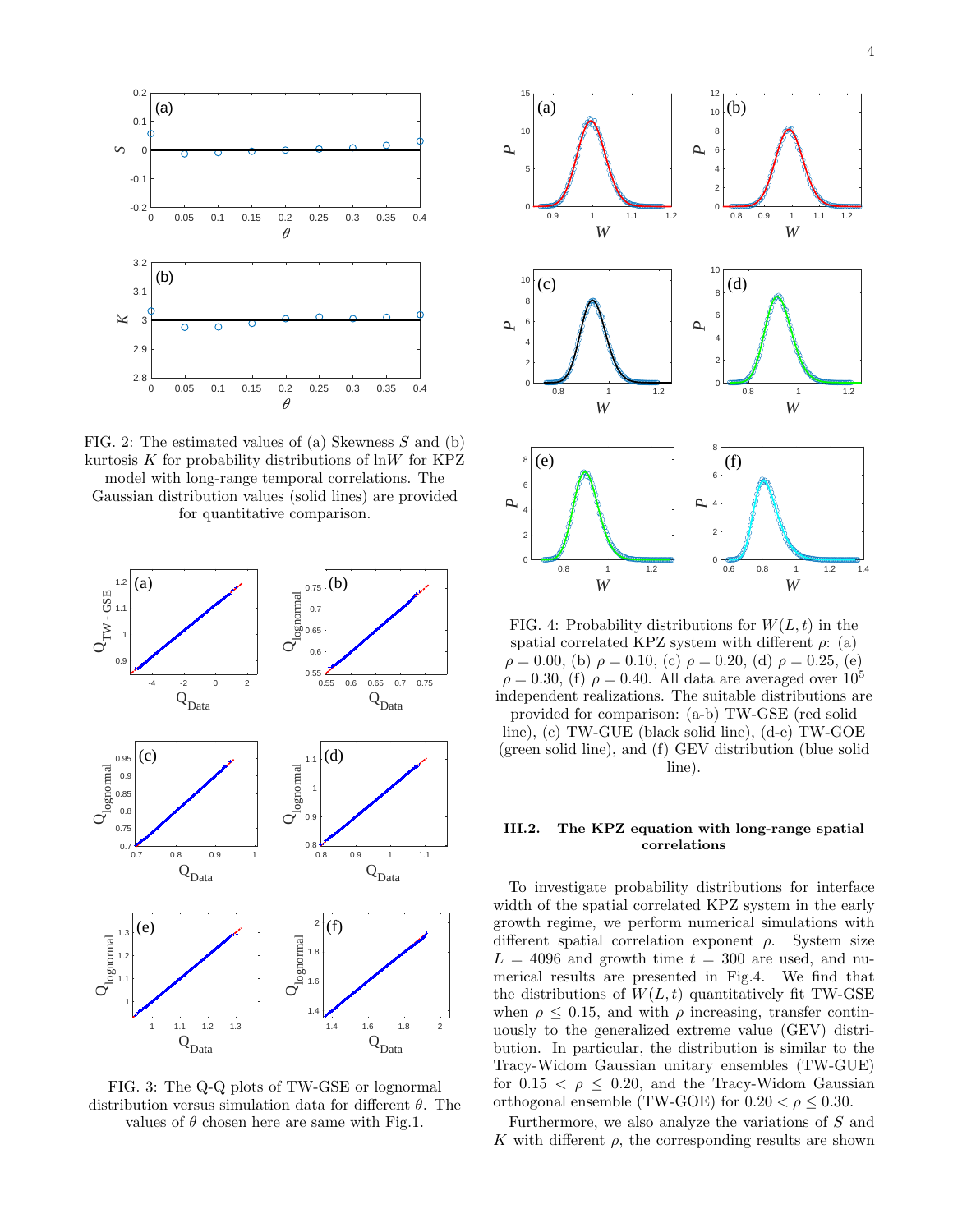FIG. 2: The estimated values of (a) Skewness $S$ and (b) kurtosis $K$ for probability distributions of $\ln W$ for KPZ model with long-range temporal correlations. The Gaussian distribution values (solid lines) are provided for quantitative comparison.

FIG. 3: The Q-Q plots of TW-GSE or lognormal distribution versus simulation data for different $\theta$. The values of $\theta$ chosen here are same with Fig.1.

FIG. 4: Probability distributions for $W(L,t)$ in the spatial correlated KPZ system with different $\rho$: (a) $\rho = 0.00$, (b) $\rho = 0.10$, (c) $\rho = 0.20$, (d) $\rho = 0.25$, (e) $\rho = 0.30$, (f) $\rho = 0.40$. All data are averaged over $10^5$ independent realizations. The suitable distributions are provided for comparison: (a-b) TW-GSE (red solid line), (c) TW-GUE (black solid line), (d-e) TW-GOE (green solid line), and (f) GEV distribution (blue solid line).

### III.2. The KPZ equation with long-range spatial correlations

To investigate probability distributions for interface width of the spatial correlated KPZ system in the early growth regime, we perform numerical simulations with different spatial correlation exponent $\rho$. System size $L = 4096$ and growth time $t = 300$ are used, and numerical results are presented in Fig.4. We find that the distributions of $W(L,t)$ quantitatively fit TW-GSE when $\rho \leq 0.15$, and with $\rho$ increasing, transfer continuously to the generalized extreme value (GEV) distribution. In particular, the distribution is similar to the Tracy-Widom Gaussian unitary ensembles (TW-GUE) for $0.15 < \rho \leq 0.20$, and the Tracy-Widom Gaussian orthogonal ensemble (TW-GOE) for $0.20 < \rho \leq 0.30$.

Furthermore, we also analyze the variations of $S$ and $K$ with different $\rho$, the corresponding results are shown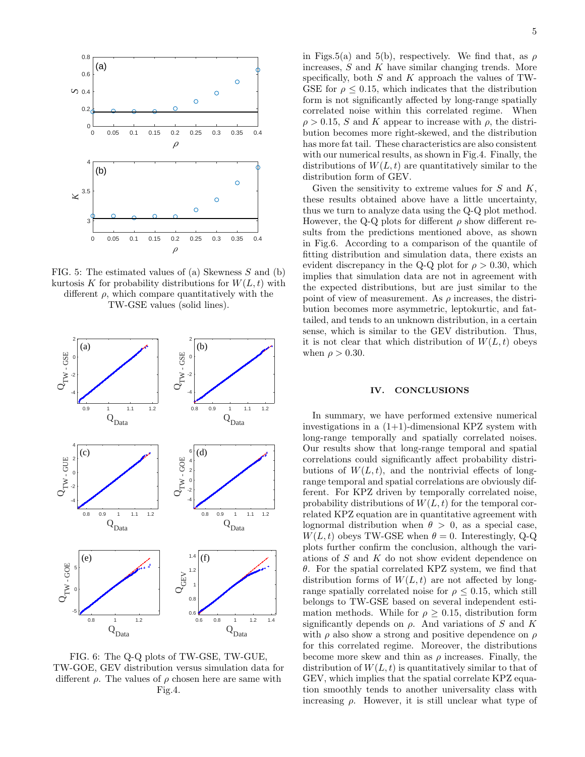FIG. 5: The estimated values of (a) Skewness $S$ and (b) kurtosis $K$ for probability distributions for $W(L,t)$ with different $\rho$, which compare quantitatively with the TW-GSE values (solid lines).

FIG. 6: The Q-Q plots of TW-GSE, TW-GUE, TW-GOE, GEV distribution versus simulation data for different $\rho$. The values of $\rho$ chosen here are same with Fig.4.

in Figs.5(a) and 5(b), respectively. We find that, as $\rho$ increases, $S$ and $K$ have similar changing trends. More specifically, both $S$ and $K$ approach the values of TW-GSE for $\rho \leq 0.15$, which indicates that the distribution form is not significantly affected by long-range spatially correlated noise within this correlated regime. When $\rho > 0.15$, $S$ and $K$ appear to increase with $\rho$, the distribution becomes more right-skewed, and the distribution has more fat tail. These characteristics are also consistent with our numerical results, as shown in Fig.4. Finally, the distributions of $W(L,t)$ are quantitatively similar to the distribution form of GEV.

Given the sensitivity to extreme values for $S$ and $K$, these results obtained above have a little uncertainty, thus we turn to analyze data using the Q-Q plot method. However, the Q-Q plots for different $\rho$ show different results from the predictions mentioned above, as shown in Fig.6. According to a comparison of the quantile of fitting distribution and simulation data, there exists an evident discrepancy in the Q-Q plot for $\rho > 0.30$, which implies that simulation data are not in agreement with the expected distributions, but are just similar to the point of view of measurement. As $\rho$ increases, the distribution becomes more asymmetric, leptokurtic, and fat-tailed, and tends to an unknown distribution, in a certain sense, which is similar to the GEV distribution. Thus, it is not clear that which distribution of $W(L,t)$ obeys when $\rho > 0.30$.

## IV. CONCLUSIONS

In summary, we have performed extensive numerical investigations in a (1+1)-dimensional KPZ system with long-range temporally and spatially correlated noises. Our results show that long-range temporal and spatial correlations could significantly affect probability distributions of $W(L,t)$, and the nontrivial effects of long-range temporal and spatial correlations are obviously different. For KPZ driven by temporally correlated noise, probability distributions of $W(L,t)$ for the temporal correlated KPZ equation are in quantitative agreement with lognormal distribution when $\theta > 0$, as a special case, $W(L,t)$ obeys TW-GSE when $\theta = 0$. Interestingly, Q-Q plots further confirm the conclusion, although the variations of $S$ and $K$ do not show evident dependence on $\theta$. For the spatial correlated KPZ system, we find that distribution forms of $W(L,t)$ are not affected by long-range spatially correlated noise for $\rho \leq 0.15$, which still belongs to TW-GSE based on several independent estimation methods. While for $\rho \geq 0.15$, distribution form significantly depends on $\rho$. And variations of $S$ and $K$ with $\rho$ also show a strong and positive dependence on $\rho$ for this correlated regime. Moreover, the distributions become more skew and thin as $\rho$ increases. Finally, the distribution of $W(L,t)$ is quantitatively similar to that of GEV, which implies that the spatial correlate KPZ equation smoothly tends to another universality class with increasing $\rho$. However, it is still unclear what type of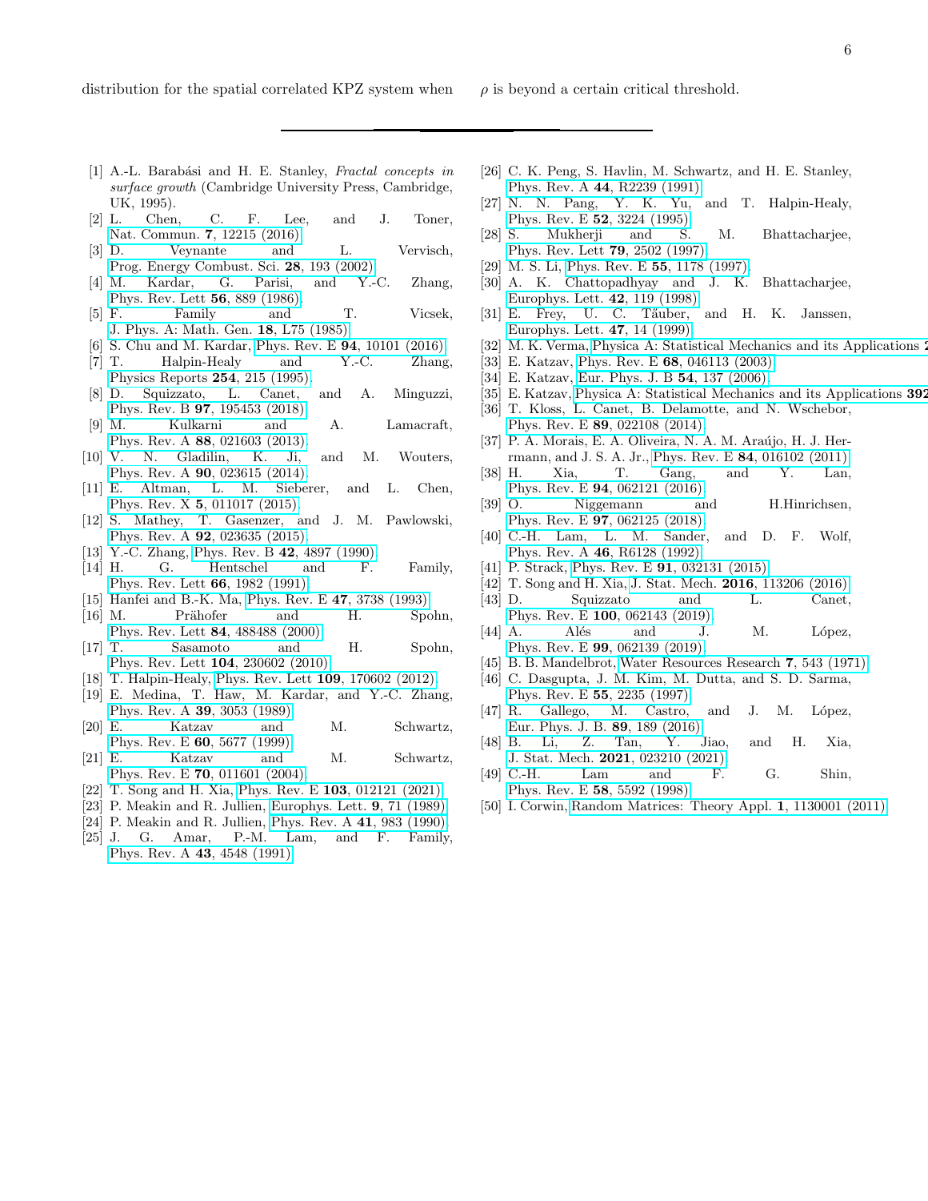distribution for the spatial correlated KPZ system when $\rho$ is beyond a certain critical threshold.

---

[1] A.-L. Barabási and H. E. Stanley, *Fractal concepts in surface growth* (Cambridge University Press, Cambridge, UK, 1995).

[2] L. Chen, C. F. Lee, and J. Toner, Nat. Commun. **7**, 12215 (2016).

[3] D. Veynante and L. Vervisch, Prog. Energy Combust. Sci. **28**, 193 (2002).

[4] M. Kardar, G. Parisi, and Y.-C. Zhang, Phys. Rev. Lett **56**, 889 (1986).

[5] F. Family and T. Vicsek, J. Phys. A: Math. Gen. **18**, L75 (1985).

[6] S. Chu and M. Kardar, Phys. Rev. E **94**, 10101 (2016).

[7] T. Halpin-Healy and Y.-C. Zhang, Physics Reports **254**, 215 (1995).

[8] D. Squizzato, L. Canet, and A. Minguzzi, Phys. Rev. B **97**, 195453 (2018).

[9] M. Kulkarni and A. Lamacraft, Phys. Rev. A **88**, 021603 (2013).

[10] V. N. Gladilin, K. Ji, and M. Wouters, Phys. Rev. A **90**, 023615 (2014).

[11] E. Altman, L. M. Sieberer, and L. Chen, Phys. Rev. X **5**, 011017 (2015).

[12] S. Mathey, T. Gasenzer, and J. M. Pawlowski, Phys. Rev. A **92**, 023635 (2015).

[13] Y.-C. Zhang, Phys. Rev. B **42**, 4897 (1990).

[14] H. G. Hentschel and F. Family, Phys. Rev. Lett **66**, 1982 (1991).

[15] Hanfei and B.-K. Ma, Phys. Rev. E **47**, 3738 (1993).

[16] M. Prähofer and H. Spohn, Phys. Rev. Lett **84**, 488488 (2000).

[17] T. Sasamoto and H. Spohn, Phys. Rev. Lett **104**, 230602 (2010).

[18] T. Halpin-Healy, Phys. Rev. Lett **109**, 170602 (2012).

[19] E. Medina, T. Haw, M. Kardar, and Y.-C. Zhang, Phys. Rev. A **39**, 3053 (1989).

[20] E. Katzav and M. Schwartz, Phys. Rev. E **60**, 5677 (1999).

[21] E. Katzav and M. Schwartz, Phys. Rev. E **70**, 011601 (2004).

[22] T. Song and H. Xia, Phys. Rev. E **103**, 012121 (2021).

[23] P. Meakin and R. Jullien, Europhys. Lett. **9**, 71 (1989).

[24] P. Meakin and R. Jullien, Phys. Rev. A **41**, 983 (1990).

[25] J. G. Amar, P.-M. Lam, and F. Family, Phys. Rev. A **43**, 4548 (1991).

[26] C. K. Peng, S. Havlin, M. Schwartz, and H. E. Stanley, Phys. Rev. A **44**, R2239 (1991).

[27] N. N. Pang, Y. K. Yu, and T. Halpin-Healy, Phys. Rev. E **52**, 3224 (1995).

[28] S. Mukherji and S. M. Bhattacharjee, Phys. Rev. Lett **79**, 2502 (1997).

[29] M. S. Li, Phys. Rev. E **55**, 1178 (1997).

[30] A. K. Chattopadhyay and J. K. Bhattacharjee, Europhys. Lett. **42**, 119 (1998).

[31] E. Frey, U. C. Täuber, and H. K. Janssen, Europhys. Lett. **47**, 14 (1999).

[32] M. K. Verma, Physica A: Statistical Mechanics and its Applications **2

[33] E. Katzav, Phys. Rev. E **68**, 046113 (2003).

[34] E. Katzav, Eur. Phys. J. B **54**, 137 (2006).

[35] E. Katzav, Physica A: Statistical Mechanics and its Applications **392

[36] T. Kloss, L. Canet, B. Delamotte, and N. Wschebor, Phys. Rev. E **89**, 022108 (2014).

[37] P. A. Morais, E. A. Oliveira, N. A. M. Araújo, H. J. Herrmann, and J. S. A. Jr., Phys. Rev. E **84**, 016102 (2011).

[38] H. Xia, T. Gang, and Y. Lan, Phys. Rev. E **94**, 062121 (2016).

[39] O. Niggemann and H.Hinrichsen, Phys. Rev. E **97**, 062125 (2018).

[40] C.-H. Lam, L. M. Sander, and D. F. Wolf, Phys. Rev. A **46**, R6128 (1992).

[41] P. Strack, Phys. Rev. E **91**, 032131 (2015).

[42] T. Song and H. Xia, J. Stat. Mech. **2016**, 113206 (2016).

[43] D. Squizzato and L. Canet, Phys. Rev. E **100**, 062143 (2019).

[44] A. Alés and J. M. López, Phys. Rev. E **99**, 062139 (2019).

[45] B. B. Mandelbrot, Water Resources Research **7**, 543 (1971).

[46] C. Dasgupta, J. M. Kim, M. Dutta, and S. D. Sarma, Phys. Rev. E **55**, 2235 (1997).

[47] R. Gallego, M. Castro, and J. M. López, Eur. Phys. J. B. **89**, 189 (2016).

[48] B. Li, Z. Tan, Y. Jiao, and H. Xia, J. Stat. Mech. **2021**, 023210 (2021).

[49] C.-H. Lam and F. G. Shin, Phys. Rev. E **58**, 5592 (1998).

[50] I. Corwin, Random Matrices: Theory Appl. **1**, 1130001 (2011).